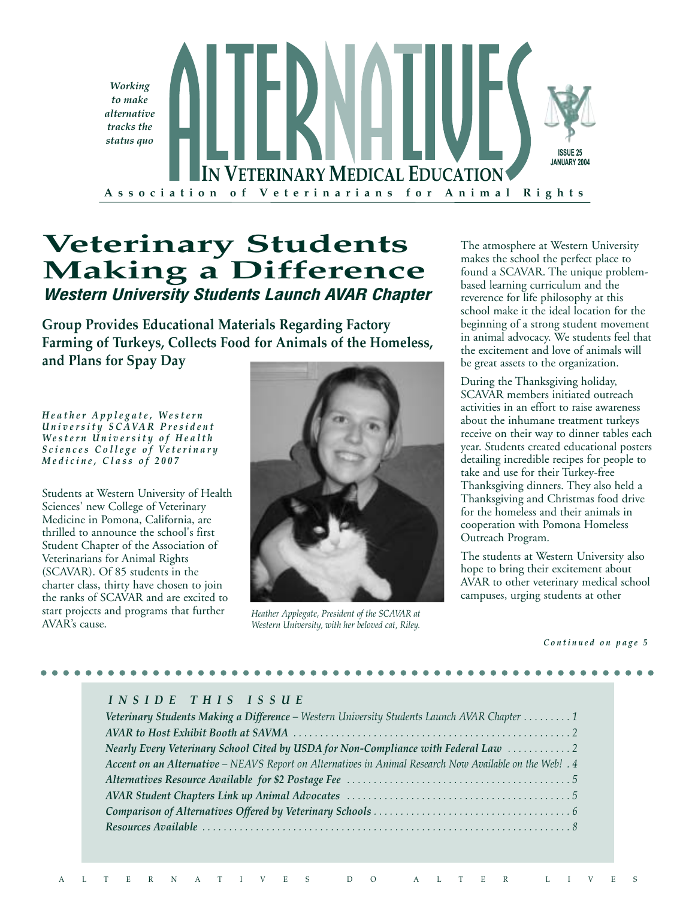*Working to make alternative tracks the status quo*

# ALTERNATIVES IN VETERINARY MEDICAL EDUCATION

**Association of Veterinarians for Animal Rights**

**ISSUE 25**
**JANUARY 2004**

## Veterinary Students Making a Difference

### *Western University Students Launch AVAR Chapter*

**Group Provides Educational Materials Regarding Factory Farming of Turkeys, Collects Food for Animals of the Homeless, and Plans for Spay Day**

*Heather Applegate, Western University SCAVAR President*
*Western University of Health Sciences College of Veterinary Medicine, Class of 2007*

Students at Western University of Health Sciences' new College of Veterinary Medicine in Pomona, California, are thrilled to announce the school's first Student Chapter of the Association of Veterinarians for Animal Rights (SCAVAR). Of 85 students in the charter class, thirty have chosen to join the ranks of SCAVAR and are excited to start projects and programs that further AVAR's cause.

*Heather Applegate, President of the SCAVAR at Western University, with her beloved cat, Riley.*

The atmosphere at Western University makes the school the perfect place to found a SCAVAR. The unique problem-based learning curriculum and the reverence for life philosophy at this school make it the ideal location for the beginning of a strong student movement in animal advocacy. We students feel that the excitement and love of animals will be great assets to the organization.

During the Thanksgiving holiday, SCAVAR members initiated outreach activities in an effort to raise awareness about the inhumane treatment turkeys receive on their way to dinner tables each year. Students created educational posters detailing incredible recipes for people to take and use for their Turkey-free Thanksgiving dinners. They also held a Thanksgiving and Christmas food drive for the homeless and their animals in cooperation with Pomona Homeless Outreach Program.

The students at Western University also hope to bring their excitement about AVAR to other veterinary medical school campuses, urging students at other

*Continued on page 5*

---

### INSIDE THIS ISSUE

- ***Veterinary Students Making a Difference*** *– Western University Students Launch AVAR Chapter* ......... 1
- ***AVAR to Host Exhibit Booth at SAVMA*** ......... 2
- ***Nearly Every Veterinary School Cited by USDA for Non-Compliance with Federal Law*** ......... 2
- ***Accent on an Alternative*** *– NEAVS Report on Alternatives in Animal Research Now Available on the Web!* . 4
- ***Alternatives Resource Available for $2 Postage Fee*** ......... 5
- ***AVAR Student Chapters Link up Animal Advocates*** ......... 5
- ***Comparison of Alternatives Offered by Veterinary Schools*** ......... 6
- ***Resources Available*** ......... 8

ALTERNATIVES DO ALTER LIVES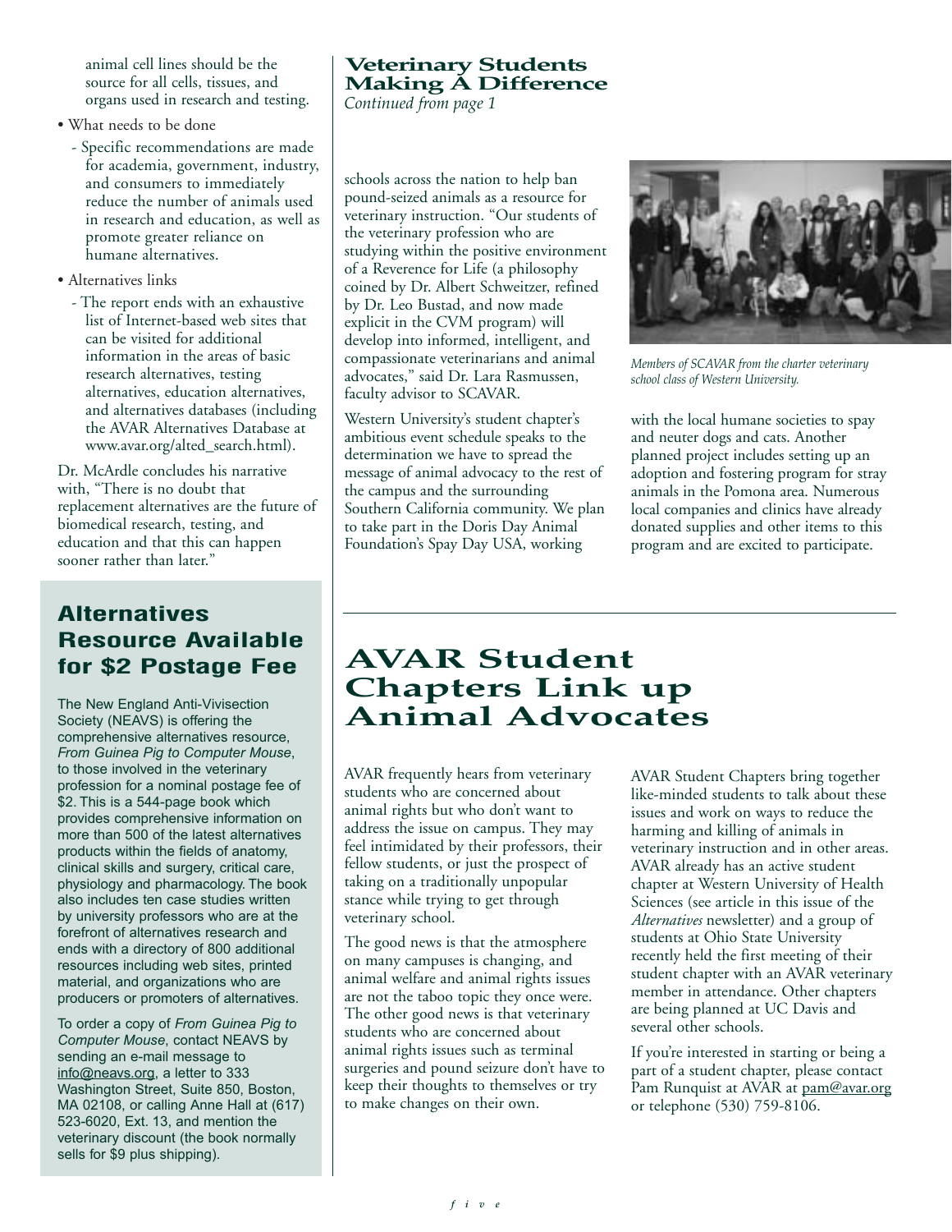animal cell lines should be the source for all cells, tissues, and organs used in research and testing.

- What needs to be done
  - Specific recommendations are made for academia, government, industry, and consumers to immediately reduce the number of animals used in research and education, as well as promote greater reliance on humane alternatives.
- Alternatives links
  - The report ends with an exhaustive list of Internet-based web sites that can be visited for additional information in the areas of basic research alternatives, testing alternatives, education alternatives, and alternatives databases (including the AVAR Alternatives Database at www.avar.org/alted_search.html).

Dr. McArdle concludes his narrative with, "There is no doubt that replacement alternatives are the future of biomedical research, testing, and education and that this can happen sooner rather than later."

## Alternatives Resource Available for $2 Postage Fee

The New England Anti-Vivisection Society (NEAVS) is offering the comprehensive alternatives resource, *From Guinea Pig to Computer Mouse*, to those involved in the veterinary profession for a nominal postage fee of $2. This is a 544-page book which provides comprehensive information on more than 500 of the latest alternatives products within the fields of anatomy, clinical skills and surgery, critical care, physiology and pharmacology. The book also includes ten case studies written by university professors who are at the forefront of alternatives research and ends with a directory of 800 additional resources including web sites, printed material, and organizations who are producers or promoters of alternatives.

To order a copy of *From Guinea Pig to Computer Mouse*, contact NEAVS by sending an e-mail message to info@neavs.org, a letter to 333 Washington Street, Suite 850, Boston, MA 02108, or calling Anne Hall at (617) 523-6020, Ext. 13, and mention the veterinary discount (the book normally sells for $9 plus shipping).

## Veterinary Students Making A Difference

*Continued from page 1*

schools across the nation to help ban pound-seized animals as a resource for veterinary instruction. "Our students of the veterinary profession who are studying within the positive environment of a Reverence for Life (a philosophy coined by Dr. Albert Schweitzer, refined by Dr. Leo Bustad, and now made explicit in the CVM program) will develop into informed, intelligent, and compassionate veterinarians and animal advocates," said Dr. Lara Rasmussen, faculty advisor to SCAVAR.

Western University's student chapter's ambitious event schedule speaks to the determination we have to spread the message of animal advocacy to the rest of the campus and the surrounding Southern California community. We plan to take part in the Doris Day Animal Foundation's Spay Day USA, working with the local humane societies to spay and neuter dogs and cats. Another planned project includes setting up an adoption and fostering program for stray animals in the Pomona area. Numerous local companies and clinics have already donated supplies and other items to this program and are excited to participate.

*Members of SCAVAR from the charter veterinary school class of Western University.*

# AVAR Student Chapters Link up Animal Advocates

AVAR frequently hears from veterinary students who are concerned about animal rights but who don't want to address the issue on campus. They may feel intimidated by their professors, their fellow students, or just the prospect of taking on a traditionally unpopular stance while trying to get through veterinary school.

The good news is that the atmosphere on many campuses is changing, and animal welfare and animal rights issues are not the taboo topic they once were. The other good news is that veterinary students who are concerned about animal rights issues such as terminal surgeries and pound seizure don't have to keep their thoughts to themselves or try to make changes on their own.

AVAR Student Chapters bring together like-minded students to talk about these issues and work on ways to reduce the harming and killing of animals in veterinary instruction and in other areas. AVAR already has an active student chapter at Western University of Health Sciences (see article in this issue of the *Alternatives* newsletter) and a group of students at Ohio State University recently held the first meeting of their student chapter with an AVAR veterinary member in attendance. Other chapters are being planned at UC Davis and several other schools.

If you're interested in starting or being a part of a student chapter, please contact Pam Runquist at AVAR at pam@avar.org or telephone (530) 759-8106.